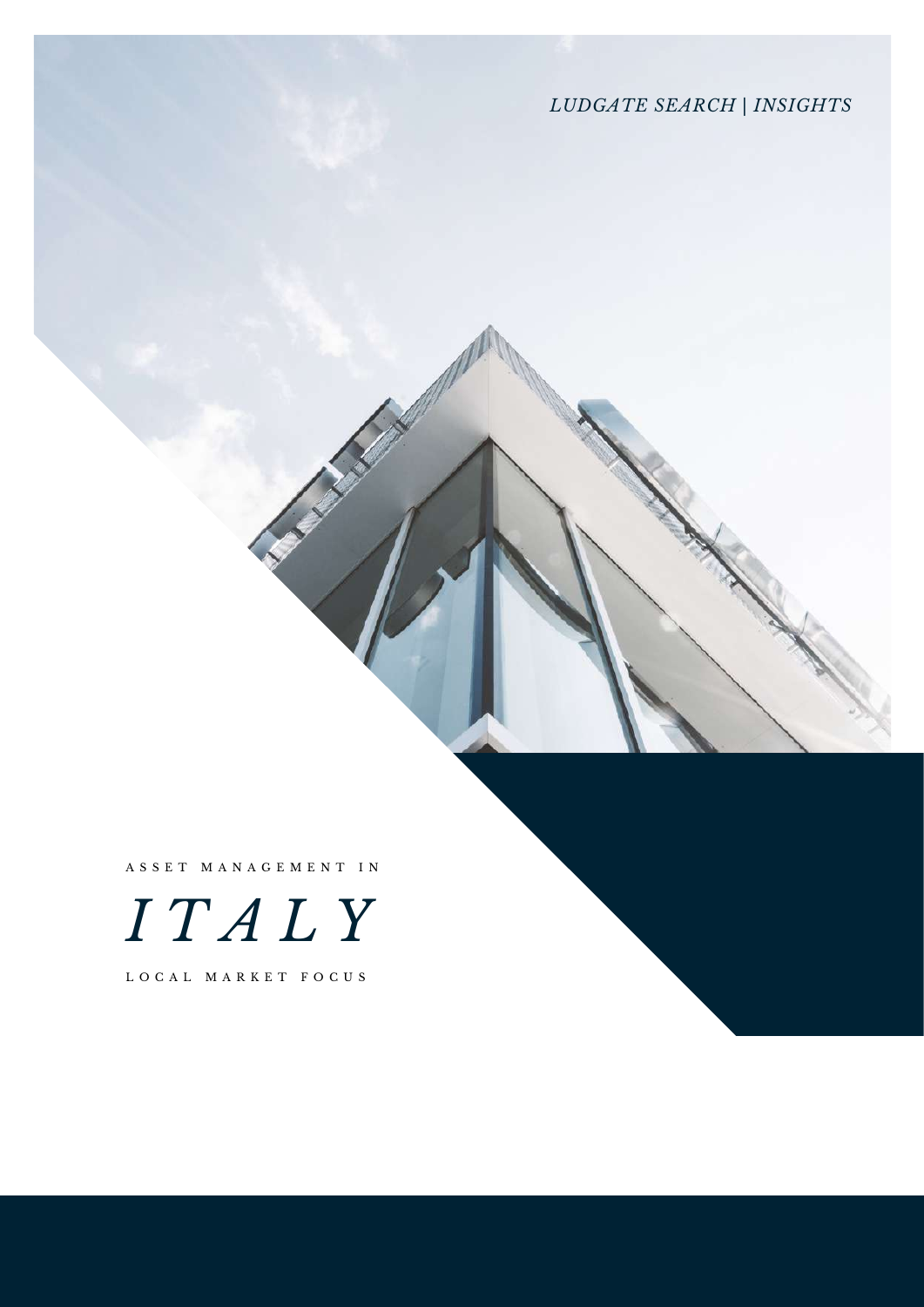*LUDGATE SEARCH | INSIGHTS*

ASSET MANAGEMENT IN

# *ITALY*

LOCAL MARKET FOCUS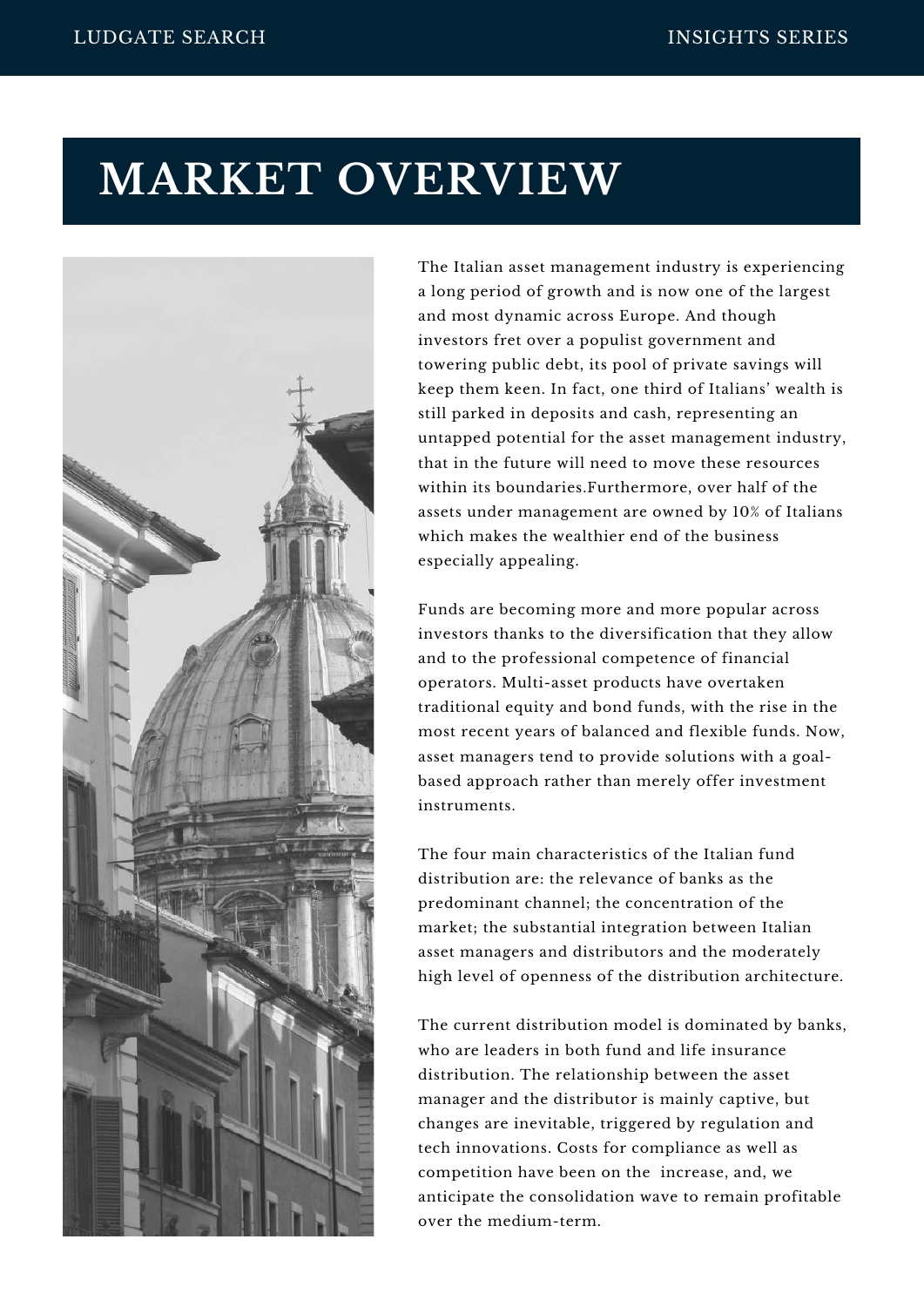# MARKET OVERVIEW

The Italian asset management industry is experiencing a long period of growth and is now one of the largest and most dynamic across Europe. And though investors fret over a populist government and towering public debt, its pool of private savings will keep them keen. In fact, one third of Italians' wealth is still parked in deposits and cash, representing an untapped potential for the asset management industry, that in the future will need to move these resources within its boundaries.Furthermore, over half of the assets under management are owned by 10% of Italians which makes the wealthier end of the business especially appealing.

Funds are becoming more and more popular across investors thanks to the diversification that they allow and to the professional competence of financial operators. Multi-asset products have overtaken traditional equity and bond funds, with the rise in the most recent years of balanced and flexible funds. Now, asset managers tend to provide solutions with a goal-based approach rather than merely offer investment instruments.

The four main characteristics of the Italian fund distribution are: the relevance of banks as the predominant channel; the concentration of the market; the substantial integration between Italian asset managers and distributors and the moderately high level of openness of the distribution architecture.

The current distribution model is dominated by banks, who are leaders in both fund and life insurance distribution. The relationship between the asset manager and the distributor is mainly captive, but changes are inevitable, triggered by regulation and tech innovations. Costs for compliance as well as competition have been on the increase, and, we anticipate the consolidation wave to remain profitable over the medium-term.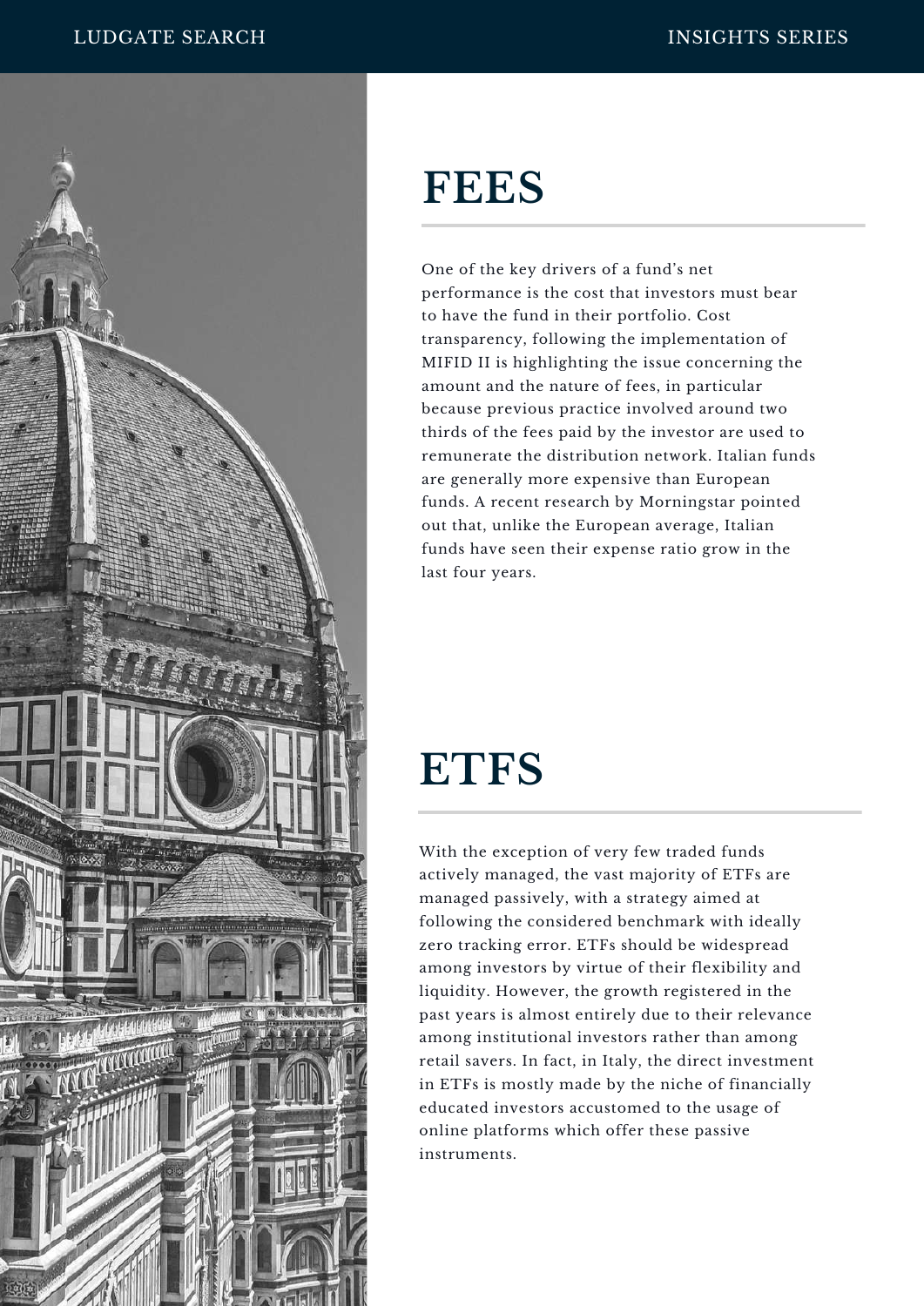# FEES

One of the key drivers of a fund's net performance is the cost that investors must bear to have the fund in their portfolio. Cost transparency, following the implementation of MIFID II is highlighting the issue concerning the amount and the nature of fees, in particular because previous practice involved around two thirds of the fees paid by the investor are used to remunerate the distribution network. Italian funds are generally more expensive than European funds. A recent research by Morningstar pointed out that, unlike the European average, Italian funds have seen their expense ratio grow in the last four years.

# ETFS

With the exception of very few traded funds actively managed, the vast majority of ETFs are managed passively, with a strategy aimed at following the considered benchmark with ideally zero tracking error. ETFs should be widespread among investors by virtue of their flexibility and liquidity. However, the growth registered in the past years is almost entirely due to their relevance among institutional investors rather than among retail savers. In fact, in Italy, the direct investment in ETFs is mostly made by the niche of financially educated investors accustomed to the usage of online platforms which offer these passive instruments.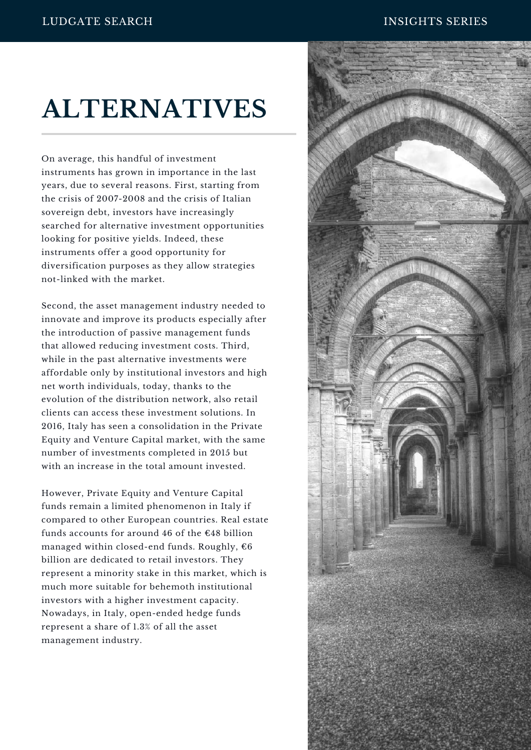# ALTERNATIVES

On average, this handful of investment instruments has grown in importance in the last years, due to several reasons. First, starting from the crisis of 2007-2008 and the crisis of Italian sovereign debt, investors have increasingly searched for alternative investment opportunities looking for positive yields. Indeed, these instruments offer a good opportunity for diversification purposes as they allow strategies not-linked with the market.

Second, the asset management industry needed to innovate and improve its products especially after the introduction of passive management funds that allowed reducing investment costs. Third, while in the past alternative investments were affordable only by institutional investors and high net worth individuals, today, thanks to the evolution of the distribution network, also retail clients can access these investment solutions. In 2016, Italy has seen a consolidation in the Private Equity and Venture Capital market, with the same number of investments completed in 2015 but with an increase in the total amount invested.

However, Private Equity and Venture Capital funds remain a limited phenomenon in Italy if compared to other European countries. Real estate funds accounts for around 46 of the €48 billion managed within closed-end funds. Roughly, €6 billion are dedicated to retail investors. They represent a minority stake in this market, which is much more suitable for behemoth institutional investors with a higher investment capacity. Nowadays, in Italy, open-ended hedge funds represent a share of 1.3% of all the asset management industry.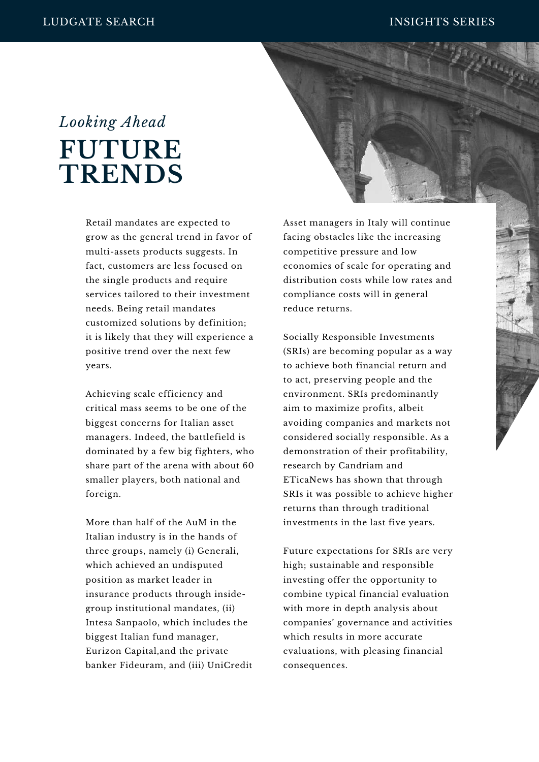*Looking Ahead*

# FUTURE TRENDS

Retail mandates are expected to grow as the general trend in favor of multi-assets products suggests. In fact, customers are less focused on the single products and require services tailored to their investment needs. Being retail mandates customized solutions by definition; it is likely that they will experience a positive trend over the next few years.

Achieving scale efficiency and critical mass seems to be one of the biggest concerns for Italian asset managers. Indeed, the battlefield is dominated by a few big fighters, who share part of the arena with about 60 smaller players, both national and foreign.

More than half of the AuM in the Italian industry is in the hands of three groups, namely (i) Generali, which achieved an undisputed position as market leader in insurance products through inside-group institutional mandates, (ii) Intesa Sanpaolo, which includes the biggest Italian fund manager, Eurizon Capital,and the private banker Fideuram, and (iii) UniCredit

Asset managers in Italy will continue facing obstacles like the increasing competitive pressure and low economies of scale for operating and distribution costs while low rates and compliance costs will in general reduce returns.

Socially Responsible Investments (SRIs) are becoming popular as a way to achieve both financial return and to act, preserving people and the environment. SRIs predominantly aim to maximize profits, albeit avoiding companies and markets not considered socially responsible. As a demonstration of their profitability, research by Candriam and ETicaNews has shown that through SRIs it was possible to achieve higher returns than through traditional investments in the last five years.

Future expectations for SRIs are very high; sustainable and responsible investing offer the opportunity to combine typical financial evaluation with more in depth analysis about companies' governance and activities which results in more accurate evaluations, with pleasing financial consequences.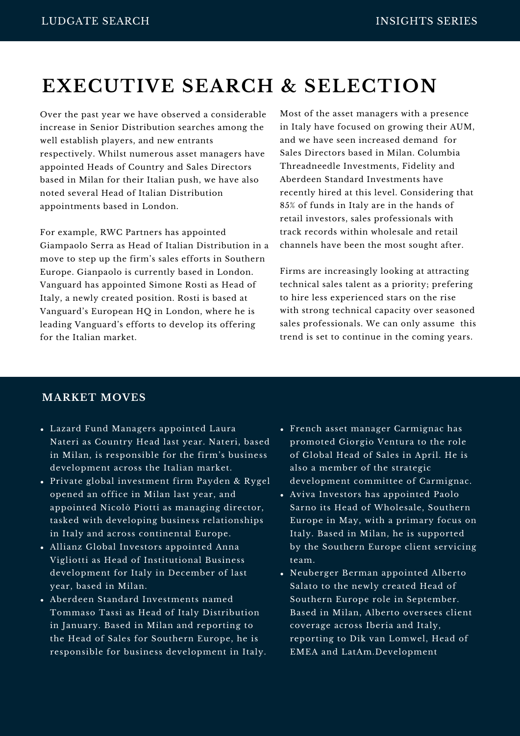# EXECUTIVE SEARCH & SELECTION

Over the past year we have observed a considerable increase in Senior Distribution searches among the well establish players, and new entrants respectively. Whilst numerous asset managers have appointed Heads of Country and Sales Directors based in Milan for their Italian push, we have also noted several Head of Italian Distribution appointments based in London.

For example, RWC Partners has appointed Giampaolo Serra as Head of Italian Distribution in a move to step up the firm's sales efforts in Southern Europe. Gianpaolo is currently based in London. Vanguard has appointed Simone Rosti as Head of Italy, a newly created position. Rosti is based at Vanguard's European HQ in London, where he is leading Vanguard's efforts to develop its offering for the Italian market.

Most of the asset managers with a presence in Italy have focused on growing their AUM, and we have seen increased demand for Sales Directors based in Milan. Columbia Threadneedle Investments, Fidelity and Aberdeen Standard Investments have recently hired at this level. Considering that 85% of funds in Italy are in the hands of retail investors, sales professionals with track records within wholesale and retail channels have been the most sought after.

Firms are increasingly looking at attracting technical sales talent as a priority; prefering to hire less experienced stars on the rise with strong technical capacity over seasoned sales professionals. We can only assume this trend is set to continue in the coming years.

## MARKET MOVES

- Lazard Fund Managers appointed Laura Nateri as Country Head last year. Nateri, based in Milan, is responsible for the firm's business development across the Italian market.
- Private global investment firm Payden & Rygel opened an office in Milan last year, and appointed Nicolò Piotti as managing director, tasked with developing business relationships in Italy and across continental Europe.
- Allianz Global Investors appointed Anna Vigliotti as Head of Institutional Business development for Italy in December of last year, based in Milan.
- Aberdeen Standard Investments named Tommaso Tassi as Head of Italy Distribution in January. Based in Milan and reporting to the Head of Sales for Southern Europe, he is responsible for business development in Italy.
- French asset manager Carmignac has promoted Giorgio Ventura to the role of Global Head of Sales in April. He is also a member of the strategic development committee of Carmignac.
- Aviva Investors has appointed Paolo Sarno its Head of Wholesale, Southern Europe in May, with a primary focus on Italy. Based in Milan, he is supported by the Southern Europe client servicing team.
- Neuberger Berman appointed Alberto Salato to the newly created Head of Southern Europe role in September. Based in Milan, Alberto oversees client coverage across Iberia and Italy, reporting to Dik van Lomwel, Head of EMEA and LatAm.Development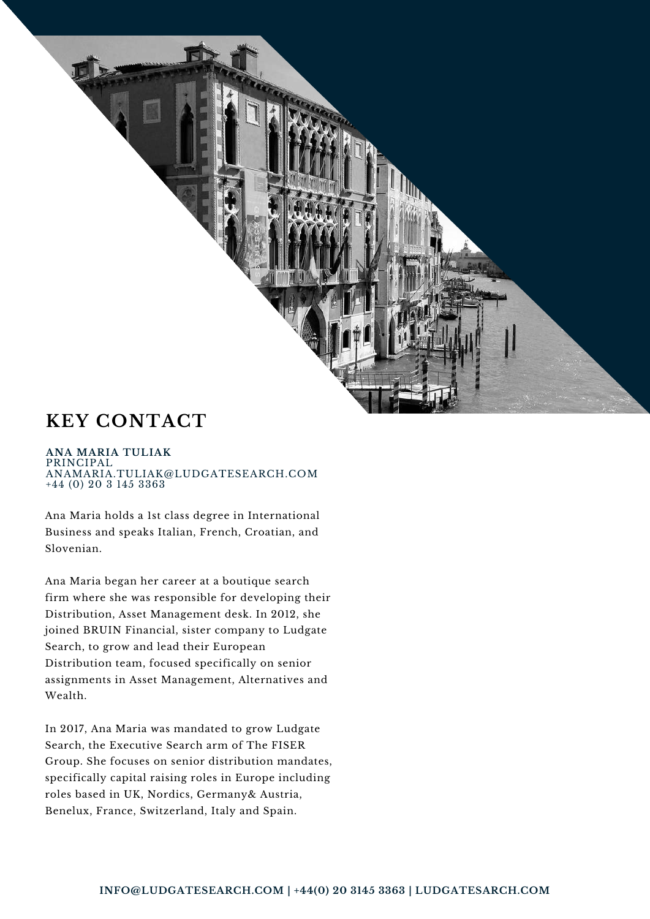# KEY CONTACT

**ANA MARIA TULIAK**
PRINCIPAL
ANAMARIA.TULIAK@LUDGATESEARCH.COM
+44 (0) 20 3 145 3363

Ana Maria holds a 1st class degree in International Business and speaks Italian, French, Croatian, and Slovenian.

Ana Maria began her career at a boutique search firm where she was responsible for developing their Distribution, Asset Management desk. In 2012, she joined BRUIN Financial, sister company to Ludgate Search, to grow and lead their European Distribution team, focused specifically on senior assignments in Asset Management, Alternatives and Wealth.

In 2017, Ana Maria was mandated to grow Ludgate Search, the Executive Search arm of The FISER Group. She focuses on senior distribution mandates, specifically capital raising roles in Europe including roles based in UK, Nordics, Germany& Austria, Benelux, France, Switzerland, Italy and Spain.